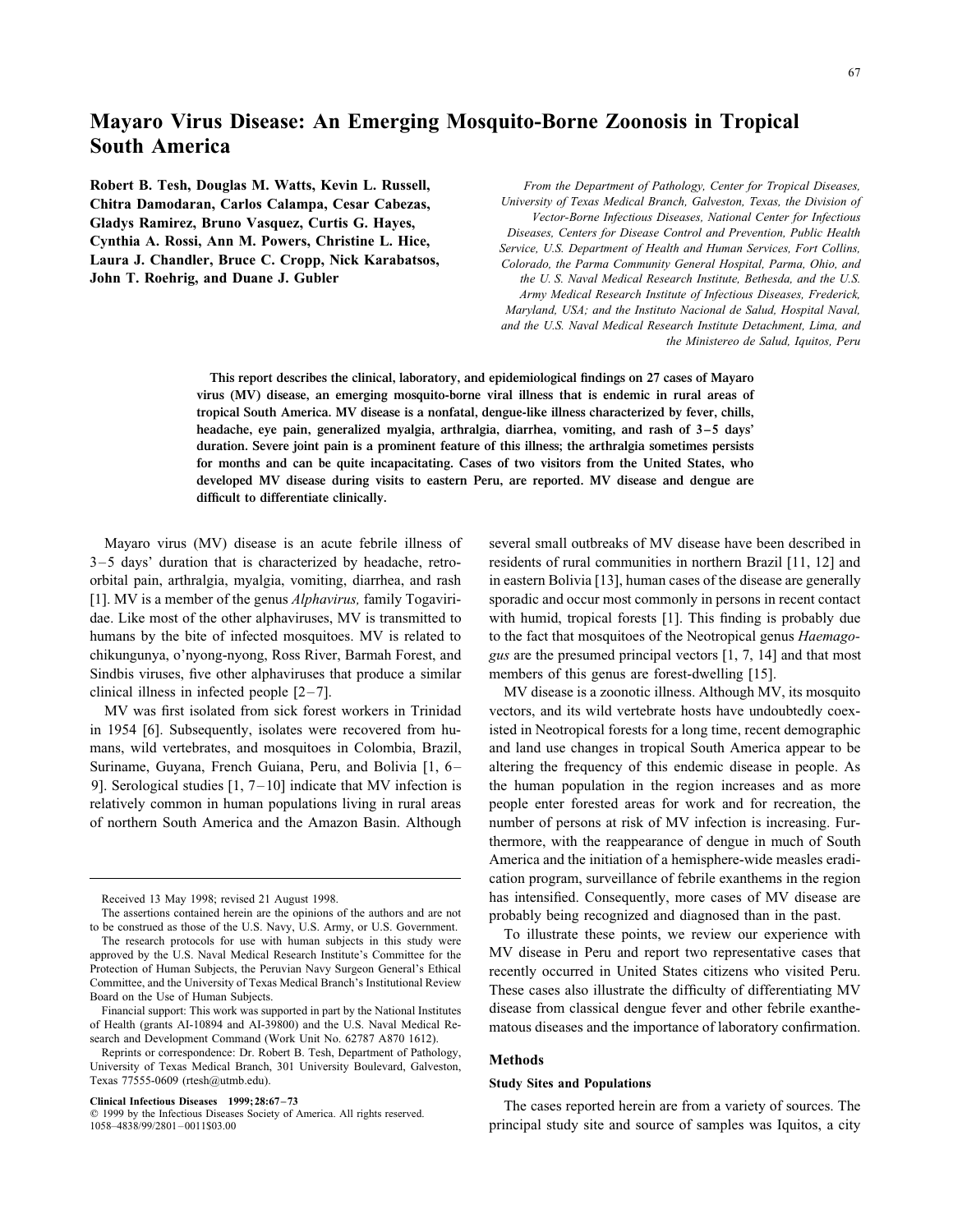# Mayaro Virus Disease: An Emerging Mosquito-Borne Zoonosis in Tropical South America

**Robert B. Tesh, Douglas M. Watts, Kevin L. Russell, Chitra Damodaran, Carlos Calampa, Cesar Cabezas, Gladys Ramirez, Bruno Vasquez, Curtis G. Hayes, Cynthia A. Rossi, Ann M. Powers, Christine L. Hice, Laura J. Chandler, Bruce C. Cropp, Nick Karabatsos, John T. Roehrig, and Duane J. Gubler**

*From the Department of Pathology, Center for Tropical Diseases, University of Texas Medical Branch, Galveston, Texas, the Division of Vector-Borne Infectious Diseases, National Center for Infectious Diseases, Centers for Disease Control and Prevention, Public Health Service, U.S. Department of Health and Human Services, Fort Collins, Colorado, the Parma Community General Hospital, Parma, Ohio, and the U. S. Naval Medical Research Institute, Bethesda, and the U.S. Army Medical Research Institute of Infectious Diseases, Frederick, Maryland, USA; and the Instituto Nacional de Salud, Hospital Naval, and the U.S. Naval Medical Research Institute Detachment, Lima, and the Ministereo de Salud, Iquitos, Peru*

**This report describes the clinical, laboratory, and epidemiological findings on 27 cases of Mayaro virus (MV) disease, an emerging mosquito-borne viral illness that is endemic in rural areas of tropical South America. MV disease is a nonfatal, dengue-like illness characterized by fever, chills, headache, eye pain, generalized myalgia, arthralgia, diarrhea, vomiting, and rash of 3–5 days' duration. Severe joint pain is a prominent feature of this illness; the arthralgia sometimes persists for months and can be quite incapacitating. Cases of two visitors from the United States, who developed MV disease during visits to eastern Peru, are reported. MV disease and dengue are difficult to differentiate clinically.**

Mayaro virus (MV) disease is an acute febrile illness of 3–5 days' duration that is characterized by headache, retro-orbital pain, arthralgia, myalgia, vomiting, diarrhea, and rash [1]. MV is a member of the genus *Alphavirus,* family Togaviridae. Like most of the other alphaviruses, MV is transmitted to humans by the bite of infected mosquitoes. MV is related to chikungunya, o'nyong-nyong, Ross River, Barmah Forest, and Sindbis viruses, five other alphaviruses that produce a similar clinical illness in infected people [2–7].

MV was first isolated from sick forest workers in Trinidad in 1954 [6]. Subsequently, isolates were recovered from humans, wild vertebrates, and mosquitoes in Colombia, Brazil, Suriname, Guyana, French Guiana, Peru, and Bolivia [1, 6–9]. Serological studies [1, 7–10] indicate that MV infection is relatively common in human populations living in rural areas of northern South America and the Amazon Basin. Although several small outbreaks of MV disease have been described in residents of rural communities in northern Brazil [11, 12] and in eastern Bolivia [13], human cases of the disease are generally sporadic and occur most commonly in persons in recent contact with humid, tropical forests [1]. This finding is probably due to the fact that mosquitoes of the Neotropical genus *Haemagogus* are the presumed principal vectors [1, 7, 14] and that most members of this genus are forest-dwelling [15].

MV disease is a zoonotic illness. Although MV, its mosquito vectors, and its wild vertebrate hosts have undoubtedly coexisted in Neotropical forests for a long time, recent demographic and land use changes in tropical South America appear to be altering the frequency of this endemic disease in people. As the human population in the region increases and as more people enter forested areas for work and for recreation, the number of persons at risk of MV infection is increasing. Furthermore, with the reappearance of dengue in much of South America and the initiation of a hemisphere-wide measles eradication program, surveillance of febrile exanthems in the region has intensified. Consequently, more cases of MV disease are probably being recognized and diagnosed than in the past.

To illustrate these points, we review our experience with MV disease in Peru and report two representative cases that recently occurred in United States citizens who visited Peru. These cases also illustrate the difficulty of differentiating MV disease from classical dengue fever and other febrile exanthematous diseases and the importance of laboratory confirmation.

## Methods

### Study Sites and Populations

The cases reported herein are from a variety of sources. The principal study site and source of samples was Iquitos, a city

---

Received 13 May 1998; revised 21 August 1998.

The assertions contained herein are the opinions of the authors and are not to be construed as those of the U.S. Navy, U.S. Army, or U.S. Government.

The research protocols for use with human subjects in this study were approved by the U.S. Naval Medical Research Institute's Committee for the Protection of Human Subjects, the Peruvian Navy Surgeon General's Ethical Committee, and the University of Texas Medical Branch's Institutional Review Board on the Use of Human Subjects.

Financial support: This work was supported in part by the National Institutes of Health (grants AI-10894 and AI-39800) and the U.S. Naval Medical Research and Development Command (Work Unit No. 62787 A870 1612).

Reprints or correspondence: Dr. Robert B. Tesh, Department of Pathology, University of Texas Medical Branch, 301 University Boulevard, Galveston, Texas 77555-0609 (rtesh@utmb.edu).

**Clinical Infectious Diseases 1999;28:67–73**
© 1999 by the Infectious Diseases Society of America. All rights reserved.
1058–4838/99/2801–0011$03.00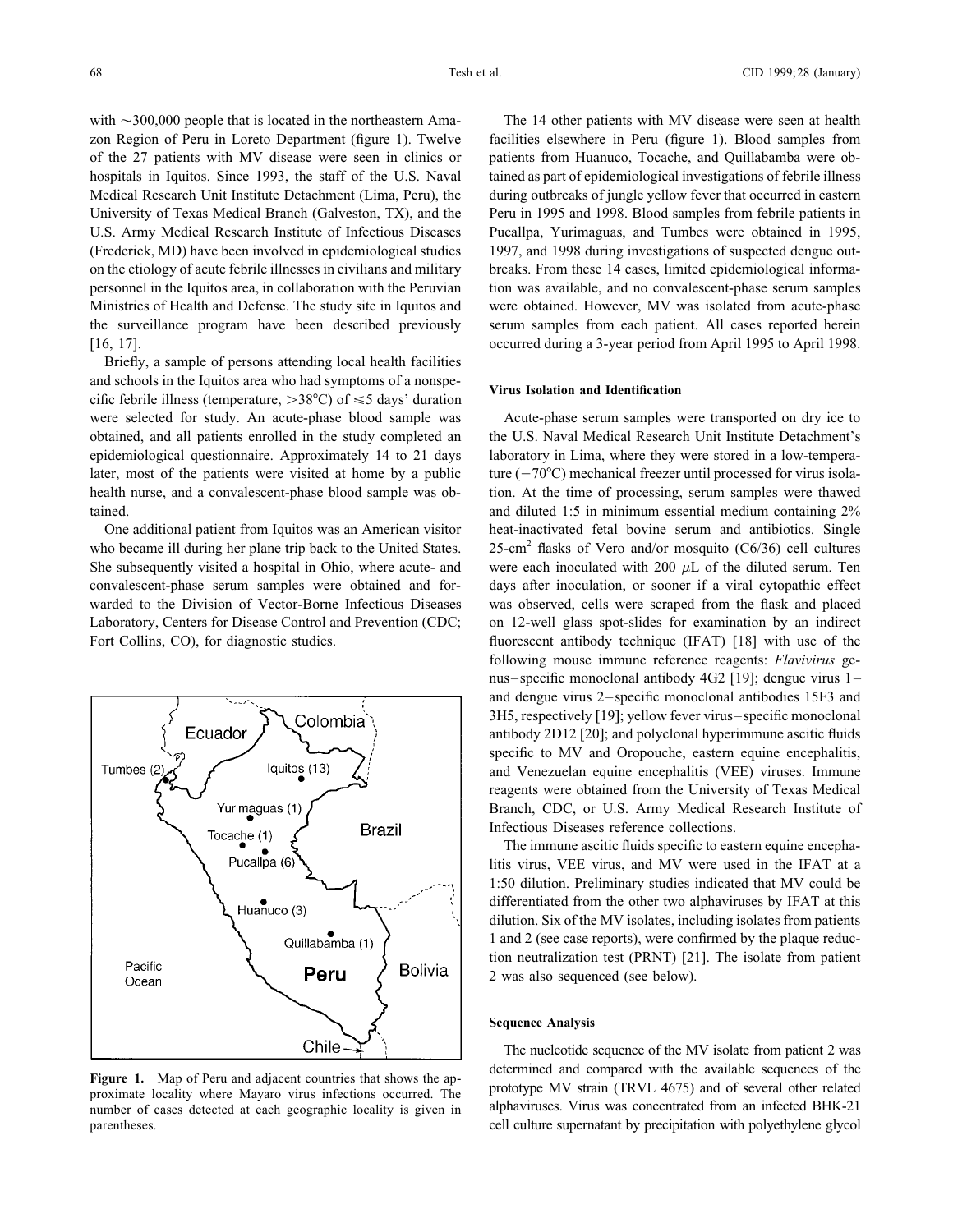with ~300,000 people that is located in the northeastern Amazon Region of Peru in Loreto Department (figure 1). Twelve of the 27 patients with MV disease were seen in clinics or hospitals in Iquitos. Since 1993, the staff of the U.S. Naval Medical Research Unit Institute Detachment (Lima, Peru), the University of Texas Medical Branch (Galveston, TX), and the U.S. Army Medical Research Institute of Infectious Diseases (Frederick, MD) have been involved in epidemiological studies on the etiology of acute febrile illnesses in civilians and military personnel in the Iquitos area, in collaboration with the Peruvian Ministries of Health and Defense. The study site in Iquitos and the surveillance program have been described previously [16, 17].

Briefly, a sample of persons attending local health facilities and schools in the Iquitos area who had symptoms of a nonspecific febrile illness (temperature, >38°C) of ≤5 days' duration were selected for study. An acute-phase blood sample was obtained, and all patients enrolled in the study completed an epidemiological questionnaire. Approximately 14 to 21 days later, most of the patients were visited at home by a public health nurse, and a convalescent-phase blood sample was obtained.

One additional patient from Iquitos was an American visitor who became ill during her plane trip back to the United States. She subsequently visited a hospital in Ohio, where acute- and convalescent-phase serum samples were obtained and forwarded to the Division of Vector-Borne Infectious Diseases Laboratory, Centers for Disease Control and Prevention (CDC; Fort Collins, CO), for diagnostic studies.

**Figure 1.** Map of Peru and adjacent countries that shows the approximate locality where Mayaro virus infections occurred. The number of cases detected at each geographic locality is given in parentheses.

The 14 other patients with MV disease were seen at health facilities elsewhere in Peru (figure 1). Blood samples from patients from Huanuco, Tocache, and Quillabamba were obtained as part of epidemiological investigations of febrile illness during outbreaks of jungle yellow fever that occurred in eastern Peru in 1995 and 1998. Blood samples from febrile patients in Pucallpa, Yurimaguas, and Tumbes were obtained in 1995, 1997, and 1998 during investigations of suspected dengue outbreaks. From these 14 cases, limited epidemiological information was available, and no convalescent-phase serum samples were obtained. However, MV was isolated from acute-phase serum samples from each patient. All cases reported herein occurred during a 3-year period from April 1995 to April 1998.

### Virus Isolation and Identification

Acute-phase serum samples were transported on dry ice to the U.S. Naval Medical Research Unit Institute Detachment's laboratory in Lima, where they were stored in a low-temperature (−70°C) mechanical freezer until processed for virus isolation. At the time of processing, serum samples were thawed and diluted 1:5 in minimum essential medium containing 2% heat-inactivated fetal bovine serum and antibiotics. Single 25-cm$^2$ flasks of Vero and/or mosquito (C6/36) cell cultures were each inoculated with 200 $\mu$L of the diluted serum. Ten days after inoculation, or sooner if a viral cytopathic effect was observed, cells were scraped from the flask and placed on 12-well glass spot-slides for examination by an indirect fluorescent antibody technique (IFAT) [18] with use of the following mouse immune reference reagents: *Flavivirus* genus–specific monoclonal antibody 4G2 [19]; dengue virus 1– and dengue virus 2–specific monoclonal antibodies 15F3 and 3H5, respectively [19]; yellow fever virus–specific monoclonal antibody 2D12 [20]; and polyclonal hyperimmune ascitic fluids specific to MV and Oropouche, eastern equine encephalitis, and Venezuelan equine encephalitis (VEE) viruses. Immune reagents were obtained from the University of Texas Medical Branch, CDC, or U.S. Army Medical Research Institute of Infectious Diseases reference collections.

The immune ascitic fluids specific to eastern equine encephalitis virus, VEE virus, and MV were used in the IFAT at a 1:50 dilution. Preliminary studies indicated that MV could be differentiated from the other two alphaviruses by IFAT at this dilution. Six of the MV isolates, including isolates from patients 1 and 2 (see case reports), were confirmed by the plaque reduction neutralization test (PRNT) [21]. The isolate from patient 2 was also sequenced (see below).

### Sequence Analysis

The nucleotide sequence of the MV isolate from patient 2 was determined and compared with the available sequences of the prototype MV strain (TRVL 4675) and of several other related alphaviruses. Virus was concentrated from an infected BHK-21 cell culture supernatant by precipitation with polyethylene glycol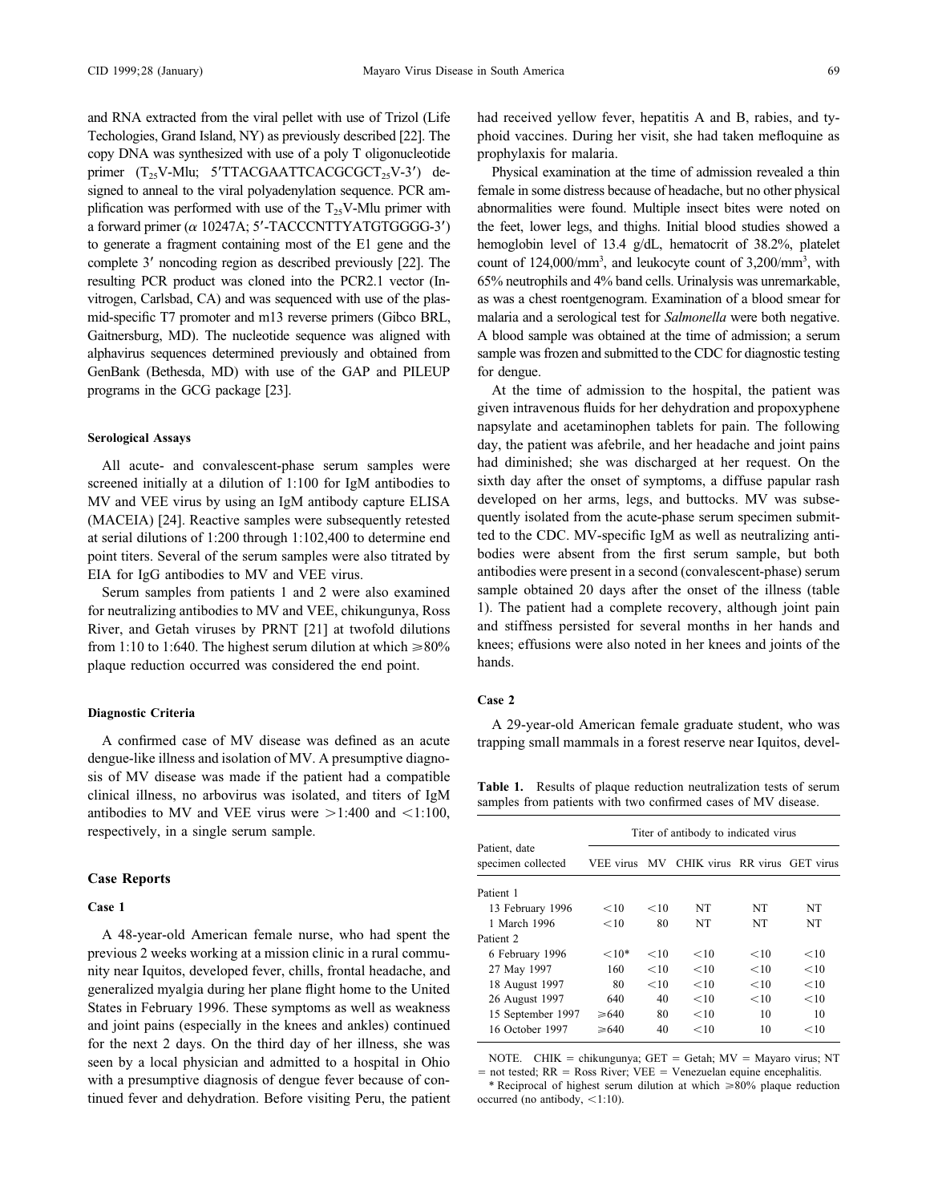and RNA extracted from the viral pellet with use of Trizol (Life Techologies, Grand Island, NY) as previously described [22]. The copy DNA was synthesized with use of a poly T oligonucleotide primer ($T_{25}$V-Mlu; 5′TTACGAATTCACGCGCT$_{25}$V-3′) designed to anneal to the viral polyadenylation sequence. PCR amplification was performed with use of the $T_{25}$V-Mlu primer with a forward primer (α 10247A; 5′-TACCCNTTYATGTGGGG-3′) to generate a fragment containing most of the E1 gene and the complete 3′ noncoding region as described previously [22]. The resulting PCR product was cloned into the PCR2.1 vector (Invitrogen, Carlsbad, CA) and was sequenced with use of the plasmid-specific T7 promoter and m13 reverse primers (Gibco BRL, Gaitnersburg, MD). The nucleotide sequence was aligned with alphavirus sequences determined previously and obtained from GenBank (Bethesda, MD) with use of the GAP and PILEUP programs in the GCG package [23].

#### Serological Assays

All acute- and convalescent-phase serum samples were screened initially at a dilution of 1:100 for IgM antibodies to MV and VEE virus by using an IgM antibody capture ELISA (MACEIA) [24]. Reactive samples were subsequently retested at serial dilutions of 1:200 through 1:102,400 to determine end point titers. Several of the serum samples were also titrated by EIA for IgG antibodies to MV and VEE virus.

Serum samples from patients 1 and 2 were also examined for neutralizing antibodies to MV and VEE, chikungunya, Ross River, and Getah viruses by PRNT [21] at twofold dilutions from 1:10 to 1:640. The highest serum dilution at which ≥80% plaque reduction occurred was considered the end point.

#### Diagnostic Criteria

A confirmed case of MV disease was defined as an acute dengue-like illness and isolation of MV. A presumptive diagnosis of MV disease was made if the patient had a compatible clinical illness, no arbovirus was isolated, and titers of IgM antibodies to MV and VEE virus were >1:400 and <1:100, respectively, in a single serum sample.

## Case Reports

### Case 1

A 48-year-old American female nurse, who had spent the previous 2 weeks working at a mission clinic in a rural community near Iquitos, developed fever, chills, frontal headache, and generalized myalgia during her plane flight home to the United States in February 1996. These symptoms as well as weakness and joint pains (especially in the knees and ankles) continued for the next 2 days. On the third day of her illness, she was seen by a local physician and admitted to a hospital in Ohio with a presumptive diagnosis of dengue fever because of continued fever and dehydration. Before visiting Peru, the patient had received yellow fever, hepatitis A and B, rabies, and typhoid vaccines. During her visit, she had taken mefloquine as prophylaxis for malaria.

Physical examination at the time of admission revealed a thin female in some distress because of headache, but no other physical abnormalities were found. Multiple insect bites were noted on the feet, lower legs, and thighs. Initial blood studies showed a hemoglobin level of 13.4 g/dL, hematocrit of 38.2%, platelet count of 124,000/mm$^3$, and leukocyte count of 3,200/mm$^3$, with 65% neutrophils and 4% band cells. Urinalysis was unremarkable, as was a chest roentgenogram. Examination of a blood smear for malaria and a serological test for *Salmonella* were both negative. A blood sample was obtained at the time of admission; a serum sample was frozen and submitted to the CDC for diagnostic testing for dengue.

At the time of admission to the hospital, the patient was given intravenous fluids for her dehydration and propoxyphene napsylate and acetaminophen tablets for pain. The following day, the patient was afebrile, and her headache and joint pains had diminished; she was discharged at her request. On the sixth day after the onset of symptoms, a diffuse papular rash developed on her arms, legs, and buttocks. MV was subsequently isolated from the acute-phase serum specimen submitted to the CDC. MV-specific IgM as well as neutralizing antibodies were absent from the first serum sample, but both antibodies were present in a second (convalescent-phase) serum sample obtained 20 days after the onset of the illness (table 1). The patient had a complete recovery, although joint pain and stiffness persisted for several months in her hands and knees; effusions were also noted in her knees and joints of the hands.

### Case 2

A 29-year-old American female graduate student, who was trapping small mammals in a forest reserve near Iquitos, devel-

**Table 1.** Results of plaque reduction neutralization tests of serum samples from patients with two confirmed cases of MV disease.

| Patient, date specimen collected | Titer of antibody to indicated virus | | | | |
|---|---|---|---|---|---|
| | VEE virus | MV | CHIK virus | RR virus | GET virus |
| Patient 1 | | | | | |
| 13 February 1996 | <10 | <10 | NT | NT | NT |
| 1 March 1996 | <10 | 80 | NT | NT | NT |
| Patient 2 | | | | | |
| 6 February 1996 | <10* | <10 | <10 | <10 | <10 |
| 27 May 1997 | 160 | <10 | <10 | <10 | <10 |
| 18 August 1997 | 80 | <10 | <10 | <10 | <10 |
| 26 August 1997 | 640 | 40 | <10 | <10 | <10 |
| 15 September 1997 | ≥640 | 80 | <10 | 10 | 10 |
| 16 October 1997 | ≥640 | 40 | <10 | 10 | <10 |

NOTE. CHIK = chikungunya; GET = Getah; MV = Mayaro virus; NT = not tested; RR = Ross River; VEE = Venezuelan equine encephalitis.

\* Reciprocal of highest serum dilution at which ≥80% plaque reduction occurred (no antibody, <1:10).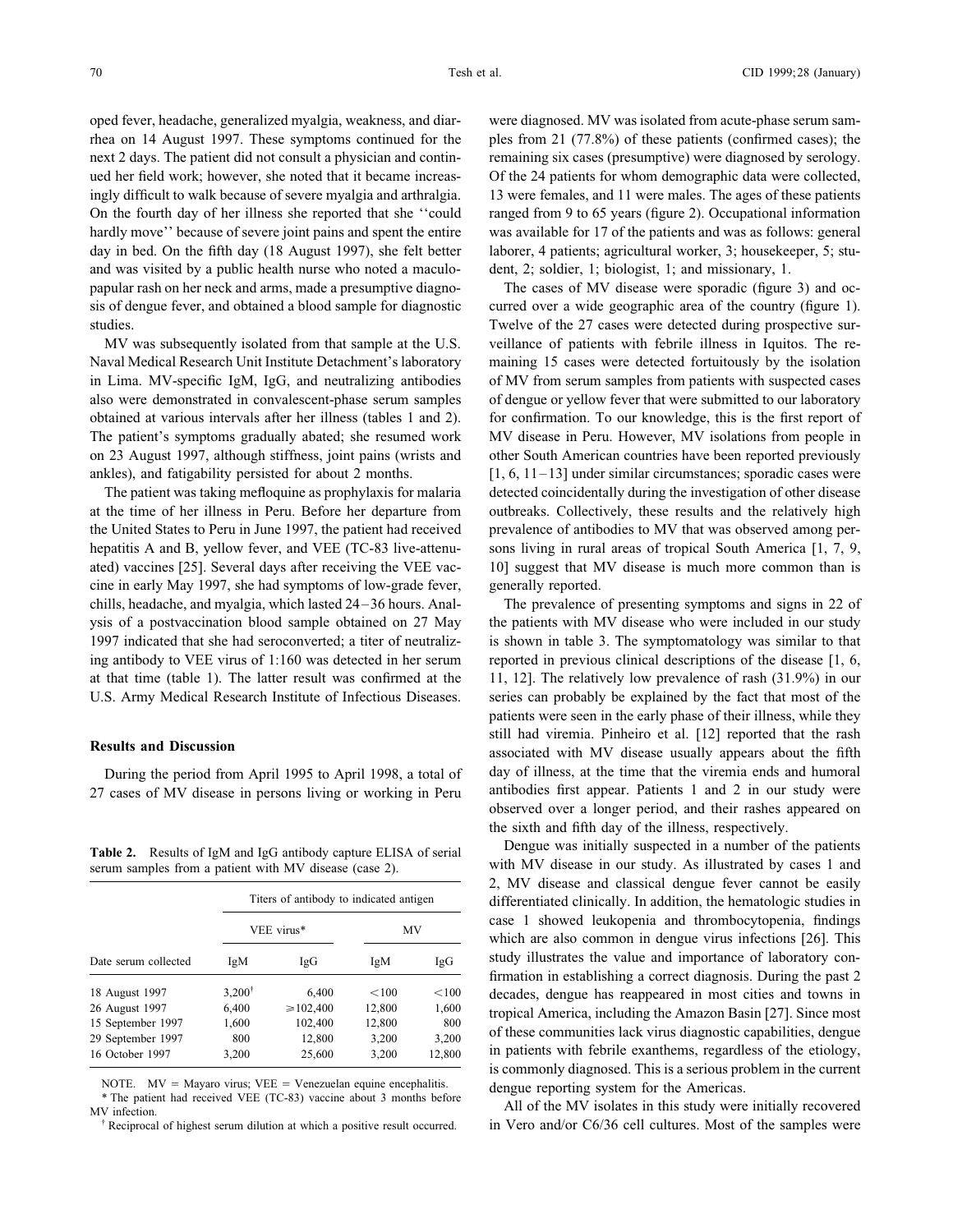oped fever, headache, generalized myalgia, weakness, and diarrhea on 14 August 1997. These symptoms continued for the next 2 days. The patient did not consult a physician and continued her field work; however, she noted that it became increasingly difficult to walk because of severe myalgia and arthralgia. On the fourth day of her illness she reported that she ''could hardly move'' because of severe joint pains and spent the entire day in bed. On the fifth day (18 August 1997), she felt better and was visited by a public health nurse who noted a maculopapular rash on her neck and arms, made a presumptive diagnosis of dengue fever, and obtained a blood sample for diagnostic studies.

MV was subsequently isolated from that sample at the U.S. Naval Medical Research Unit Institute Detachment's laboratory in Lima. MV-specific IgM, IgG, and neutralizing antibodies also were demonstrated in convalescent-phase serum samples obtained at various intervals after her illness (tables 1 and 2). The patient's symptoms gradually abated; she resumed work on 23 August 1997, although stiffness, joint pains (wrists and ankles), and fatigability persisted for about 2 months.

The patient was taking mefloquine as prophylaxis for malaria at the time of her illness in Peru. Before her departure from the United States to Peru in June 1997, the patient had received hepatitis A and B, yellow fever, and VEE (TC-83 live-attenuated) vaccines [25]. Several days after receiving the VEE vaccine in early May 1997, she had symptoms of low-grade fever, chills, headache, and myalgia, which lasted 24–36 hours. Analysis of a postvaccination blood sample obtained on 27 May 1997 indicated that she had seroconverted; a titer of neutralizing antibody to VEE virus of 1:160 was detected in her serum at that time (table 1). The latter result was confirmed at the U.S. Army Medical Research Institute of Infectious Diseases.

## Results and Discussion

During the period from April 1995 to April 1998, a total of 27 cases of MV disease in persons living or working in Peru were diagnosed. MV was isolated from acute-phase serum samples from 21 (77.8%) of these patients (confirmed cases); the remaining six cases (presumptive) were diagnosed by serology. Of the 24 patients for whom demographic data were collected, 13 were females, and 11 were males. The ages of these patients ranged from 9 to 65 years (figure 2). Occupational information was available for 17 of the patients and was as follows: general laborer, 4 patients; agricultural worker, 3; housekeeper, 5; student, 2; soldier, 1; biologist, 1; and missionary, 1.

The cases of MV disease were sporadic (figure 3) and occurred over a wide geographic area of the country (figure 1). Twelve of the 27 cases were detected during prospective surveillance of patients with febrile illness in Iquitos. The remaining 15 cases were detected fortuitously by the isolation of MV from serum samples from patients with suspected cases of dengue or yellow fever that were submitted to our laboratory for confirmation. To our knowledge, this is the first report of MV disease in Peru. However, MV isolations from people in other South American countries have been reported previously [1, 6, 11–13] under similar circumstances; sporadic cases were detected coincidentally during the investigation of other disease outbreaks. Collectively, these results and the relatively high prevalence of antibodies to MV that was observed among persons living in rural areas of tropical South America [1, 7, 9, 10] suggest that MV disease is much more common than is generally reported.

The prevalence of presenting symptoms and signs in 22 of the patients with MV disease who were included in our study is shown in table 3. The symptomatology was similar to that reported in previous clinical descriptions of the disease [1, 6, 11, 12]. The relatively low prevalence of rash (31.9%) in our series can probably be explained by the fact that most of the patients were seen in the early phase of their illness, while they still had viremia. Pinheiro et al. [12] reported that the rash associated with MV disease usually appears about the fifth day of illness, at the time that the viremia ends and humoral antibodies first appear. Patients 1 and 2 in our study were observed over a longer period, and their rashes appeared on the sixth and fifth day of the illness, respectively.

Dengue was initially suspected in a number of the patients with MV disease in our study. As illustrated by cases 1 and 2, MV disease and classical dengue fever cannot be easily differentiated clinically. In addition, the hematologic studies in case 1 showed leukopenia and thrombocytopenia, findings which are also common in dengue virus infections [26]. This study illustrates the value and importance of laboratory confirmation in establishing a correct diagnosis. During the past 2 decades, dengue has reappeared in most cities and towns in tropical America, including the Amazon Basin [27]. Since most of these communities lack virus diagnostic capabilities, dengue in patients with febrile exanthems, regardless of the etiology, is commonly diagnosed. This is a serious problem in the current dengue reporting system for the Americas.

All of the MV isolates in this study were initially recovered in Vero and/or C6/36 cell cultures. Most of the samples were

**Table 2.** Results of IgM and IgG antibody capture ELISA of serial serum samples from a patient with MV disease (case 2).

| | Titers of antibody to indicated antigen | | | |
|---|---|---|---|---|
| | VEE virus* | | MV | |
| Date serum collected | IgM | IgG | IgM | IgG |
| 18 August 1997 | 3,200[†] | 6,400 | <100 | <100 |
| 26 August 1997 | 6,400 | ≥102,400 | 12,800 | 1,600 |
| 15 September 1997 | 1,600 | 102,400 | 12,800 | 800 |
| 29 September 1997 | 800 | 12,800 | 3,200 | 3,200 |
| 16 October 1997 | 3,200 | 25,600 | 3,200 | 12,800 |

NOTE. MV = Mayaro virus; VEE = Venezuelan equine encephalitis.

\* The patient had received VEE (TC-83) vaccine about 3 months before MV infection.

† Reciprocal of highest serum dilution at which a positive result occurred.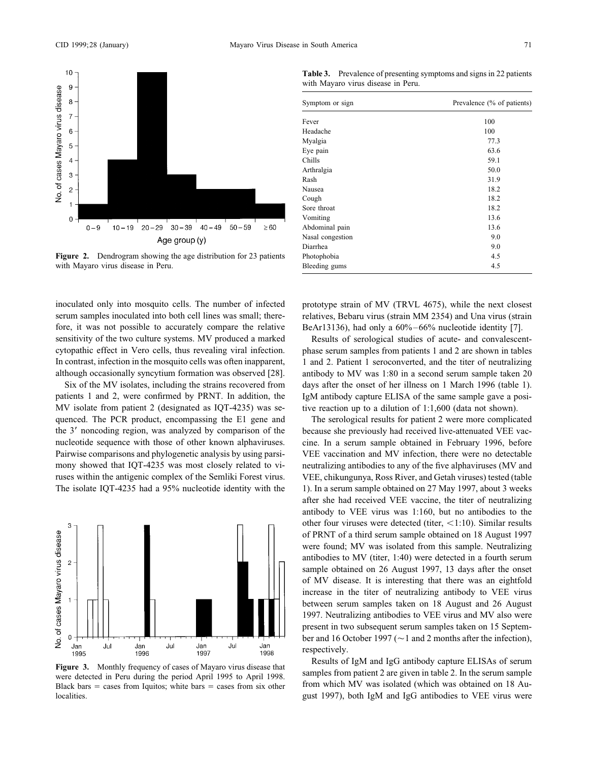Figure 2. Dendrogram showing the age distribution for 23 patients with Mayaro virus disease in Peru.

**Table 3.** Prevalence of presenting symptoms and signs in 22 patients with Mayaro virus disease in Peru.

| Symptom or sign | Prevalence (% of patients) |
|---|---|
| Fever | 100 |
| Headache | 100 |
| Myalgia | 77.3 |
| Eye pain | 63.6 |
| Chills | 59.1 |
| Arthralgia | 50.0 |
| Rash | 31.9 |
| Nausea | 18.2 |
| Cough | 18.2 |
| Sore throat | 18.2 |
| Vomiting | 13.6 |
| Abdominal pain | 13.6 |
| Nasal congestion | 9.0 |
| Diarrhea | 9.0 |
| Photophobia | 4.5 |
| Bleeding gums | 4.5 |

inoculated only into mosquito cells. The number of infected serum samples inoculated into both cell lines was small; therefore, it was not possible to accurately compare the relative sensitivity of the two culture systems. MV produced a marked cytopathic effect in Vero cells, thus revealing viral infection. In contrast, infection in the mosquito cells was often inapparent, although occasionally syncytium formation was observed [28].

Six of the MV isolates, including the strains recovered from patients 1 and 2, were confirmed by PRNT. In addition, the MV isolate from patient 2 (designated as IQT-4235) was sequenced. The PCR product, encompassing the E1 gene and the 3′ noncoding region, was analyzed by comparison of the nucleotide sequence with those of other known alphaviruses. Pairwise comparisons and phylogenetic analysis by using parsimony showed that IQT-4235 was most closely related to viruses within the antigenic complex of the Semliki Forest virus. The isolate IQT-4235 had a 95% nucleotide identity with the prototype strain of MV (TRVL 4675), while the next closest relatives, Bebaru virus (strain MM 2354) and Una virus (strain BeAr13136), had only a 60%–66% nucleotide identity [7].

Figure 3. Monthly frequency of cases of Mayaro virus disease that were detected in Peru during the period April 1995 to April 1998. Black bars = cases from Iquitos; white bars = cases from six other localities.

Results of serological studies of acute- and convalescent-phase serum samples from patients 1 and 2 are shown in tables 1 and 2. Patient 1 seroconverted, and the titer of neutralizing antibody to MV was 1:80 in a second serum sample taken 20 days after the onset of her illness on 1 March 1996 (table 1). IgM antibody capture ELISA of the same sample gave a positive reaction up to a dilution of 1:1,600 (data not shown).

The serological results for patient 2 were more complicated because she previously had received live-attenuated VEE vaccine. In a serum sample obtained in February 1996, before VEE vaccination and MV infection, there were no detectable neutralizing antibodies to any of the five alphaviruses (MV and VEE, chikungunya, Ross River, and Getah viruses) tested (table 1). In a serum sample obtained on 27 May 1997, about 3 weeks after she had received VEE vaccine, the titer of neutralizing antibody to VEE virus was 1:160, but no antibodies to the other four viruses were detected (titer, <1:10). Similar results of PRNT of a third serum sample obtained on 18 August 1997 were found; MV was isolated from this sample. Neutralizing antibodies to MV (titer, 1:40) were detected in a fourth serum sample obtained on 26 August 1997, 13 days after the onset of MV disease. It is interesting that there was an eightfold increase in the titer of neutralizing antibody to VEE virus between serum samples taken on 18 August and 26 August 1997. Neutralizing antibodies to VEE virus and MV also were present in two subsequent serum samples taken on 15 September and 16 October 1997 (~1 and 2 months after the infection), respectively.

Results of IgM and IgG antibody capture ELISAs of serum samples from patient 2 are given in table 2. In the serum sample from which MV was isolated (which was obtained on 18 August 1997), both IgM and IgG antibodies to VEE virus were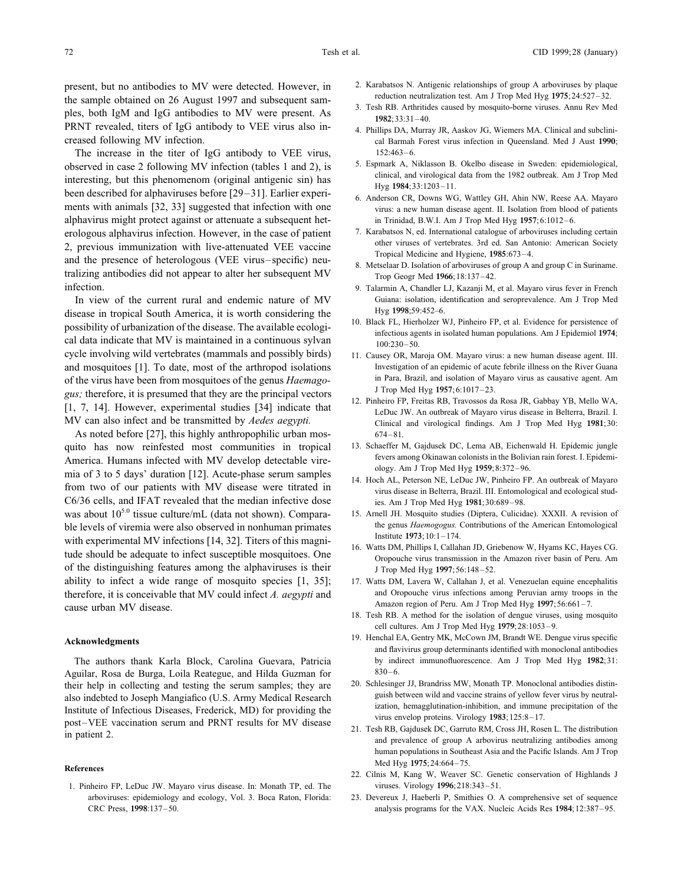present, but no antibodies to MV were detected. However, in the sample obtained on 26 August 1997 and subsequent samples, both IgM and IgG antibodies to MV were present. As PRNT revealed, titers of IgG antibody to VEE virus also increased following MV infection.

The increase in the titer of IgG antibody to VEE virus, observed in case 2 following MV infection (tables 1 and 2), is interesting, but this phenomenom (original antigenic sin) has been described for alphaviruses before [29–31]. Earlier experiments with animals [32, 33] suggested that infection with one alphavirus might protect against or attenuate a subsequent heterologous alphavirus infection. However, in the case of patient 2, previous immunization with live-attenuated VEE vaccine and the presence of heterologous (VEE virus–specific) neutralizing antibodies did not appear to alter her subsequent MV infection.

In view of the current rural and endemic nature of MV disease in tropical South America, it is worth considering the possibility of urbanization of the disease. The available ecological data indicate that MV is maintained in a continuous sylvan cycle involving wild vertebrates (mammals and possibly birds) and mosquitoes [1]. To date, most of the arthropod isolations of the virus have been from mosquitoes of the genus *Haemagogus;* therefore, it is presumed that they are the principal vectors [1, 7, 14]. However, experimental studies [34] indicate that MV can also infect and be transmitted by *Aedes aegypti.*

As noted before [27], this highly anthropophilic urban mosquito has now reinfested most communities in tropical America. Humans infected with MV develop detectable viremia of 3 to 5 days' duration [12]. Acute-phase serum samples from two of our patients with MV disease were titrated in C6/36 cells, and IFAT revealed that the median infective dose was about $10^{5.0}$ tissue culture/mL (data not shown). Comparable levels of viremia were also observed in nonhuman primates with experimental MV infections [14, 32]. Titers of this magnitude should be adequate to infect susceptible mosquitoes. One of the distinguishing features among the alphaviruses is their ability to infect a wide range of mosquito species [1, 35]; therefore, it is conceivable that MV could infect *A. aegypti* and cause urban MV disease.

#### Acknowledgments

The authors thank Karla Block, Carolina Guevara, Patricia Aguilar, Rosa de Burga, Loila Reategue, and Hilda Guzman for their help in collecting and testing the serum samples; they are also indebted to Joseph Mangiafico (U.S. Army Medical Research Institute of Infectious Diseases, Frederick, MD) for providing the post–VEE vaccination serum and PRNT results for MV disease in patient 2.

#### References

1. Pinheiro FP, LeDuc JW. Mayaro virus disease. In: Monath TP, ed. The arboviruses: epidemiology and ecology, Vol. 3. Boca Raton, Florida: CRC Press, **1998**:137–50.
2. Karabatsos N. Antigenic relationships of group A arboviruses by plaque reduction neutralization test. Am J Trop Med Hyg **1975**;24:527–32.
3. Tesh RB. Arthritides caused by mosquito-borne viruses. Annu Rev Med **1982**;33:31–40.
4. Phillips DA, Murray JR, Aaskov JG, Wiemers MA. Clinical and subclinical Barmah Forest virus infection in Queensland. Med J Aust **1990**; 152:463–6.
5. Espmark A, Niklasson B. Okelbo disease in Sweden: epidemiological, clinical, and virological data from the 1982 outbreak. Am J Trop Med Hyg **1984**;33:1203–11.
6. Anderson CR, Downs WG, Wattley GH, Ahin NW, Reese AA. Mayaro virus: a new human disease agent. II. Isolation from blood of patients in Trinidad, B.W.I. Am J Trop Med Hyg **1957**;6:1012–6.
7. Karabatsos N, ed. International catalogue of arboviruses including certain other viruses of vertebrates. 3rd ed. San Antonio: American Society Tropical Medicine and Hygiene, **1985**:673–4.
8. Metselaar D. Isolation of arboviruses of group A and group C in Suriname. Trop Geogr Med **1966**;18:137–42.
9. Talarmin A, Chandler LJ, Kazanji M, et al. Mayaro virus fever in French Guiana: isolation, identification and seroprevalence. Am J Trop Med Hyg **1998**;59:452–6.
10. Black FL, Hierholzer WJ, Pinheiro FP, et al. Evidence for persistence of infectious agents in isolated human populations. Am J Epidemiol **1974**; 100:230–50.
11. Causey OR, Maroja OM. Mayaro virus: a new human disease agent. III. Investigation of an epidemic of acute febrile illness on the River Guana in Para, Brazil, and isolation of Mayaro virus as causative agent. Am J Trop Med Hyg **1957**;6:1017–23.
12. Pinheiro FP, Freitas RB, Travossos da Rosa JR, Gabbay YB, Mello WA, LeDuc JW. An outbreak of Mayaro virus disease in Belterra, Brazil. I. Clinical and virological findings. Am J Trop Med Hyg **1981**;30: 674–81.
13. Schaeffer M, Gajdusek DC, Lema AB, Eichenwald H. Epidemic jungle fevers among Okinawan colonists in the Bolivian rain forest. I. Epidemiology. Am J Trop Med Hyg **1959**;8:372–96.
14. Hoch AL, Peterson NE, LeDuc JW, Pinheiro FP. An outbreak of Mayaro virus disease in Belterra, Brazil. III. Entomological and ecological studies. Am J Trop Med Hyg **1981**;30:689–98.
15. Arnell JH. Mosquito studies (Diptera, Culicidae). XXXII. A revision of the genus *Haemogogus.* Contributions of the American Entomological Institute **1973**;10:1–174.
16. Watts DM, Phillips I, Callahan JD, Griebenow W, Hyams KC, Hayes CG. Oropouche virus transmission in the Amazon river basin of Peru. Am J Trop Med Hyg **1997**;56:148–52.
17. Watts DM, Lavera W, Callahan J, et al. Venezuelan equine encephalitis and Oropouche virus infections among Peruvian army troops in the Amazon region of Peru. Am J Trop Med Hyg **1997**;56:661–7.
18. Tesh RB. A method for the isolation of dengue viruses, using mosquito cell cultures. Am J Trop Med Hyg **1979**;28:1053–9.
19. Henchal EA, Gentry MK, McCown JM, Brandt WE. Dengue virus specific and flavivirus group determinants identified with monoclonal antibodies by indirect immunofluorescence. Am J Trop Med Hyg **1982**;31: 830–6.
20. Schlesinger JJ, Brandriss MW, Monath TP. Monoclonal antibodies distinguish between wild and vaccine strains of yellow fever virus by neutralization, hemagglutination-inhibition, and immune precipitation of the virus envelop proteins. Virology **1983**;125:8–17.
21. Tesh RB, Gajdusek DC, Garruto RM, Cross JH, Rosen L. The distribution and prevalence of group A arbovirus neutralizing antibodies among human populations in Southeast Asia and the Pacific Islands. Am J Trop Med Hyg **1975**;24:664–75.
22. Cilnis M, Kang W, Weaver SC. Genetic conservation of Highlands J viruses. Virology **1996**;218:343–51.
23. Devereux J, Haeberli P, Smithies O. A comprehensive set of sequence analysis programs for the VAX. Nucleic Acids Res **1984**;12:387–95.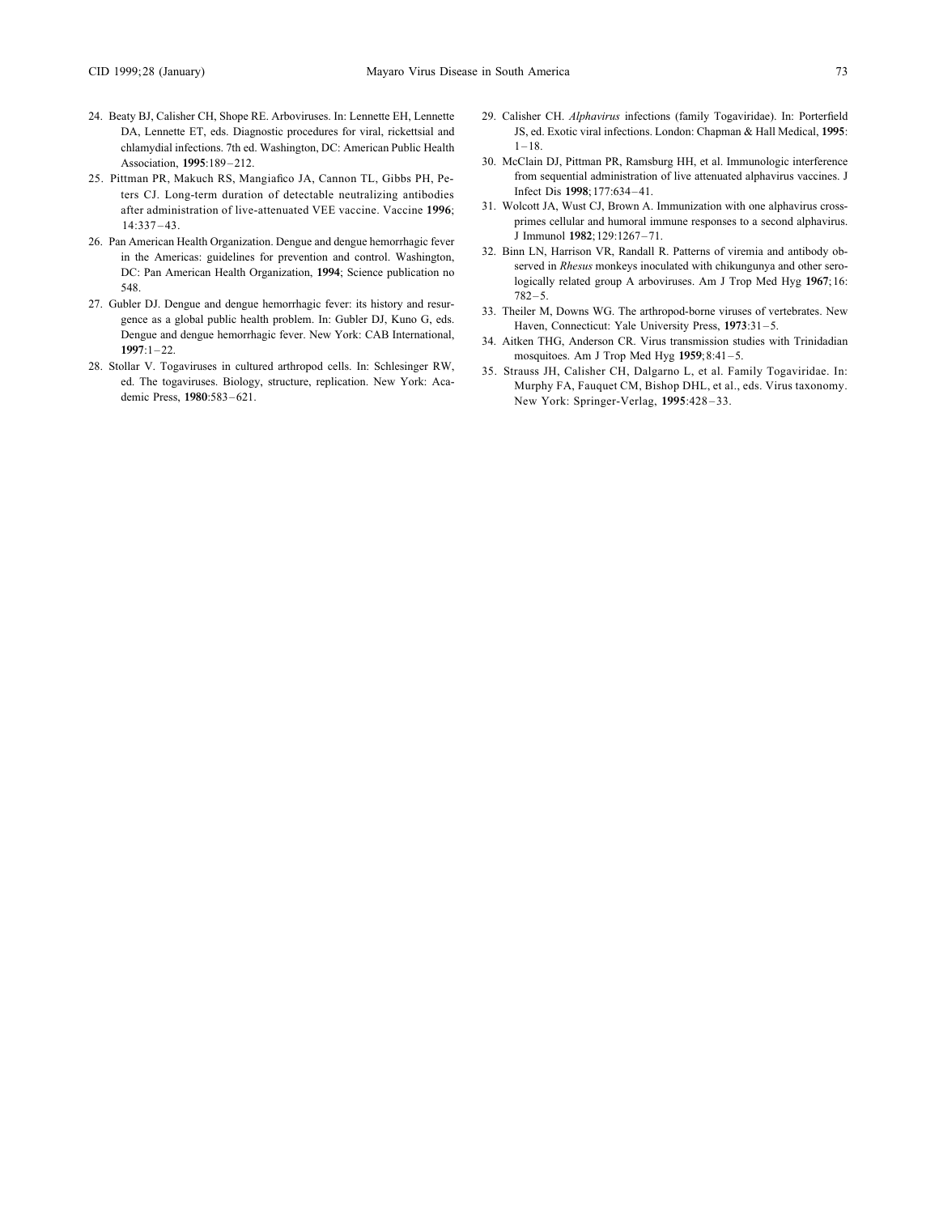24. Beaty BJ, Calisher CH, Shope RE. Arboviruses. In: Lennette EH, Lennette DA, Lennette ET, eds. Diagnostic procedures for viral, rickettsial and chlamydial infections. 7th ed. Washington, DC: American Public Health Association, **1995**:189–212.
25. Pittman PR, Makuch RS, Mangiafico JA, Cannon TL, Gibbs PH, Peters CJ. Long-term duration of detectable neutralizing antibodies after administration of live-attenuated VEE vaccine. Vaccine **1996**; 14:337–43.
26. Pan American Health Organization. Dengue and dengue hemorrhagic fever in the Americas: guidelines for prevention and control. Washington, DC: Pan American Health Organization, **1994**; Science publication no 548.
27. Gubler DJ. Dengue and dengue hemorrhagic fever: its history and resurgence as a global public health problem. In: Gubler DJ, Kuno G, eds. Dengue and dengue hemorrhagic fever. New York: CAB International, **1997**:1–22.
28. Stollar V. Togaviruses in cultured arthropod cells. In: Schlesinger RW, ed. The togaviruses. Biology, structure, replication. New York: Academic Press, **1980**:583–621.
29. Calisher CH. *Alphavirus* infections (family Togaviridae). In: Porterfield JS, ed. Exotic viral infections. London: Chapman & Hall Medical, **1995**: 1–18.
30. McClain DJ, Pittman PR, Ramsburg HH, et al. Immunologic interference from sequential administration of live attenuated alphavirus vaccines. J Infect Dis **1998**;177:634–41.
31. Wolcott JA, Wust CJ, Brown A. Immunization with one alphavirus cross-primes cellular and humoral immune responses to a second alphavirus. J Immunol **1982**;129:1267–71.
32. Binn LN, Harrison VR, Randall R. Patterns of viremia and antibody observed in *Rhesus* monkeys inoculated with chikungunya and other serologically related group A arboviruses. Am J Trop Med Hyg **1967**;16: 782–5.
33. Theiler M, Downs WG. The arthropod-borne viruses of vertebrates. New Haven, Connecticut: Yale University Press, **1973**:31–5.
34. Aitken THG, Anderson CR. Virus transmission studies with Trinidadian mosquitoes. Am J Trop Med Hyg **1959**;8:41–5.
35. Strauss JH, Calisher CH, Dalgarno L, et al. Family Togaviridae. In: Murphy FA, Fauquet CM, Bishop DHL, et al., eds. Virus taxonomy. New York: Springer-Verlag, **1995**:428–33.